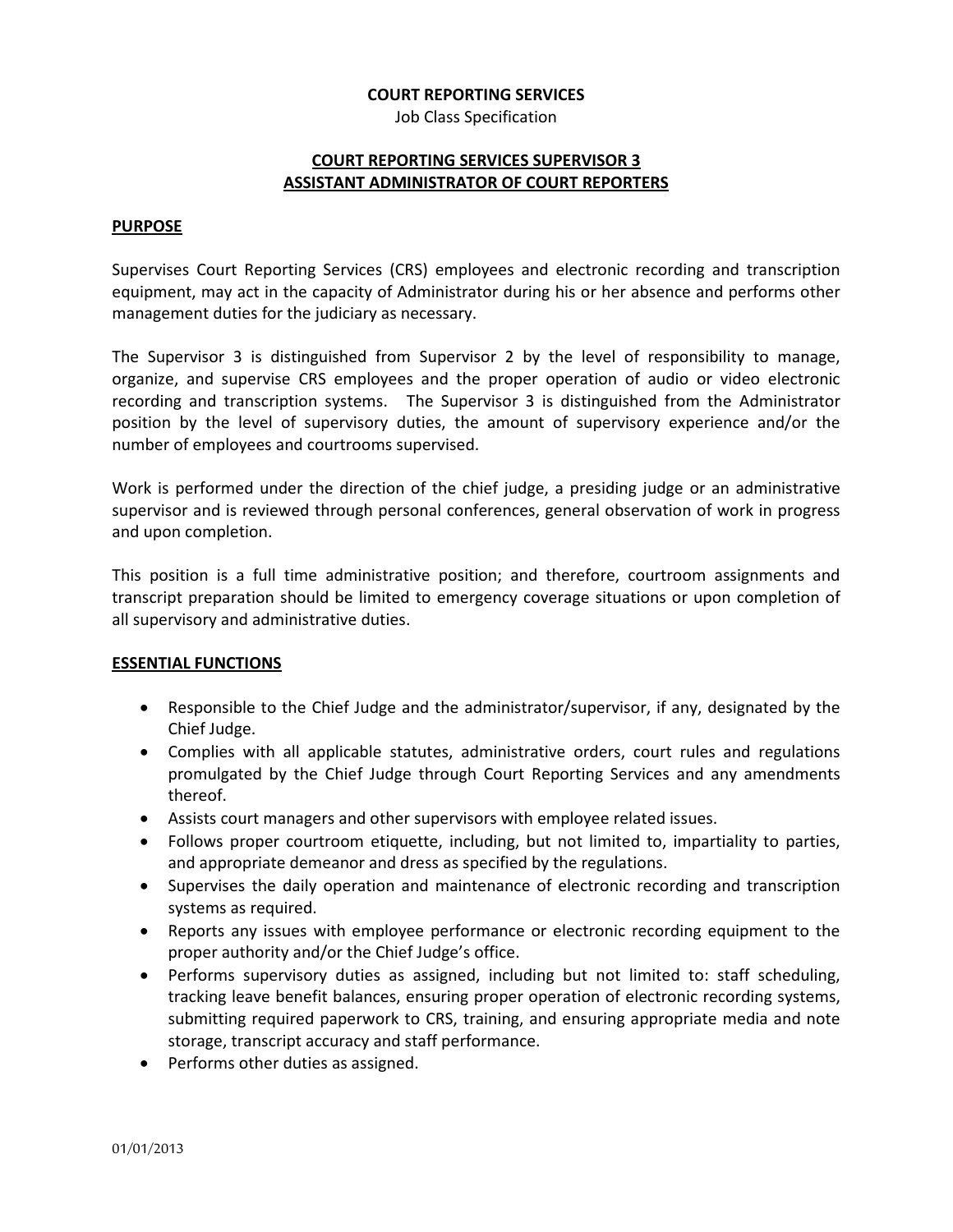**COURT REPORTING SERVICES**

Job Class Specification

# COURT REPORTING SERVICES SUPERVISOR 3
# ASSISTANT ADMINISTRATOR OF COURT REPORTERS

## PURPOSE

Supervises Court Reporting Services (CRS) employees and electronic recording and transcription equipment, may act in the capacity of Administrator during his or her absence and performs other management duties for the judiciary as necessary.

The Supervisor 3 is distinguished from Supervisor 2 by the level of responsibility to manage, organize, and supervise CRS employees and the proper operation of audio or video electronic recording and transcription systems. The Supervisor 3 is distinguished from the Administrator position by the level of supervisory duties, the amount of supervisory experience and/or the number of employees and courtrooms supervised.

Work is performed under the direction of the chief judge, a presiding judge or an administrative supervisor and is reviewed through personal conferences, general observation of work in progress and upon completion.

This position is a full time administrative position; and therefore, courtroom assignments and transcript preparation should be limited to emergency coverage situations or upon completion of all supervisory and administrative duties.

## ESSENTIAL FUNCTIONS

- Responsible to the Chief Judge and the administrator/supervisor, if any, designated by the Chief Judge.
- Complies with all applicable statutes, administrative orders, court rules and regulations promulgated by the Chief Judge through Court Reporting Services and any amendments thereof.
- Assists court managers and other supervisors with employee related issues.
- Follows proper courtroom etiquette, including, but not limited to, impartiality to parties, and appropriate demeanor and dress as specified by the regulations.
- Supervises the daily operation and maintenance of electronic recording and transcription systems as required.
- Reports any issues with employee performance or electronic recording equipment to the proper authority and/or the Chief Judge's office.
- Performs supervisory duties as assigned, including but not limited to: staff scheduling, tracking leave benefit balances, ensuring proper operation of electronic recording systems, submitting required paperwork to CRS, training, and ensuring appropriate media and note storage, transcript accuracy and staff performance.
- Performs other duties as assigned.

01/01/2013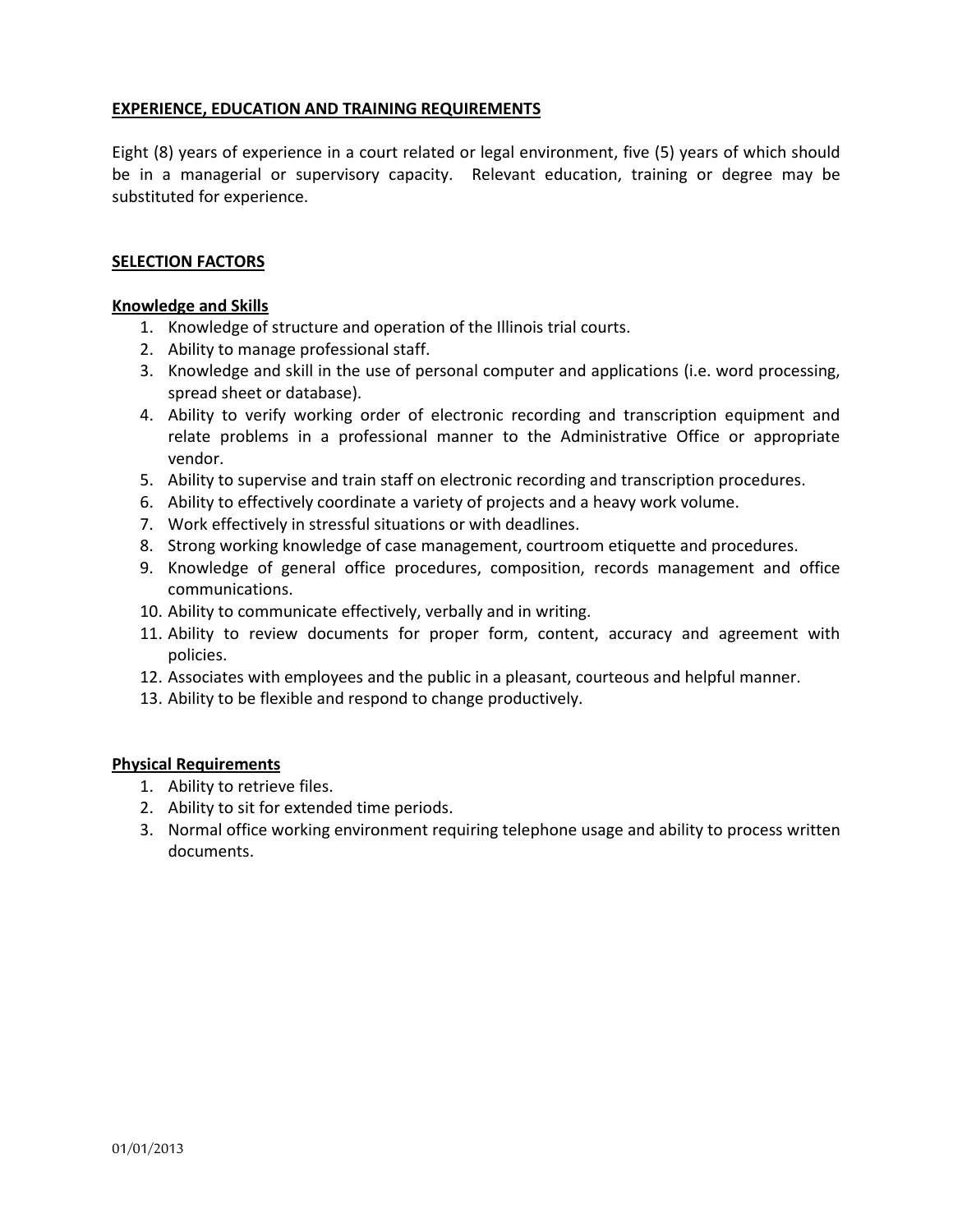## EXPERIENCE, EDUCATION AND TRAINING REQUIREMENTS

Eight (8) years of experience in a court related or legal environment, five (5) years of which should be in a managerial or supervisory capacity. Relevant education, training or degree may be substituted for experience.

## SELECTION FACTORS

### Knowledge and Skills

1. Knowledge of structure and operation of the Illinois trial courts.
2. Ability to manage professional staff.
3. Knowledge and skill in the use of personal computer and applications (i.e. word processing, spread sheet or database).
4. Ability to verify working order of electronic recording and transcription equipment and relate problems in a professional manner to the Administrative Office or appropriate vendor.
5. Ability to supervise and train staff on electronic recording and transcription procedures.
6. Ability to effectively coordinate a variety of projects and a heavy work volume.
7. Work effectively in stressful situations or with deadlines.
8. Strong working knowledge of case management, courtroom etiquette and procedures.
9. Knowledge of general office procedures, composition, records management and office communications.
10. Ability to communicate effectively, verbally and in writing.
11. Ability to review documents for proper form, content, accuracy and agreement with policies.
12. Associates with employees and the public in a pleasant, courteous and helpful manner.
13. Ability to be flexible and respond to change productively.

### Physical Requirements

1. Ability to retrieve files.
2. Ability to sit for extended time periods.
3. Normal office working environment requiring telephone usage and ability to process written documents.

01/01/2013